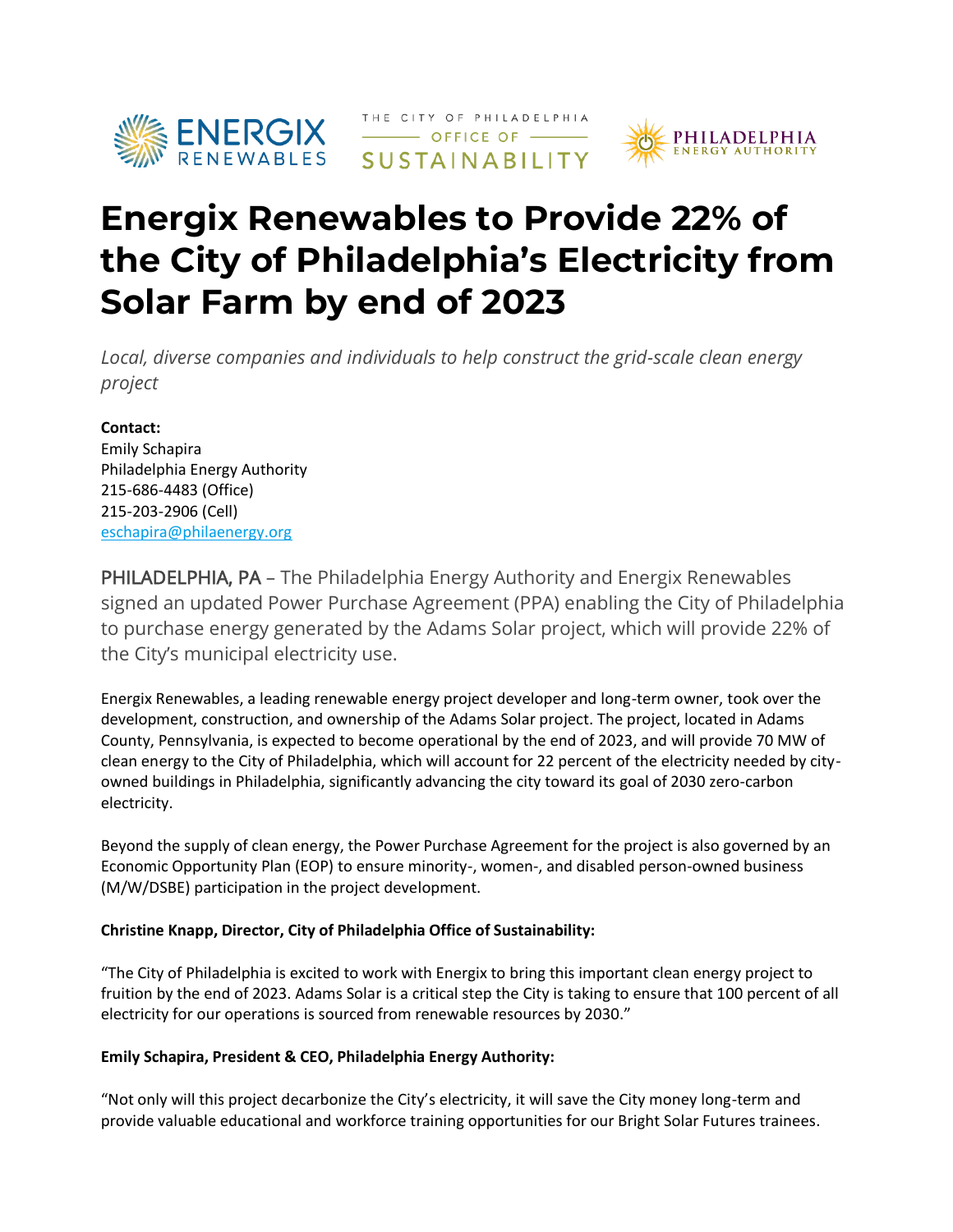# Energix Renewables to Provide 22% of the City of Philadelphia's Electricity from Solar Farm by end of 2023

*Local, diverse companies and individuals to help construct the grid-scale clean energy project*

**Contact:**
Emily Schapira
Philadelphia Energy Authority
215-686-4483 (Office)
215-203-2906 (Cell)
eschapira@philaenergy.org

PHILADELPHIA, PA – The Philadelphia Energy Authority and Energix Renewables signed an updated Power Purchase Agreement (PPA) enabling the City of Philadelphia to purchase energy generated by the Adams Solar project, which will provide 22% of the City's municipal electricity use.

Energix Renewables, a leading renewable energy project developer and long-term owner, took over the development, construction, and ownership of the Adams Solar project. The project, located in Adams County, Pennsylvania, is expected to become operational by the end of 2023, and will provide 70 MW of clean energy to the City of Philadelphia, which will account for 22 percent of the electricity needed by city-owned buildings in Philadelphia, significantly advancing the city toward its goal of 2030 zero-carbon electricity.

Beyond the supply of clean energy, the Power Purchase Agreement for the project is also governed by an Economic Opportunity Plan (EOP) to ensure minority-, women-, and disabled person-owned business (M/W/DSBE) participation in the project development.

**Christine Knapp, Director, City of Philadelphia Office of Sustainability:**

"The City of Philadelphia is excited to work with Energix to bring this important clean energy project to fruition by the end of 2023. Adams Solar is a critical step the City is taking to ensure that 100 percent of all electricity for our operations is sourced from renewable resources by 2030."

**Emily Schapira, President & CEO, Philadelphia Energy Authority:**

"Not only will this project decarbonize the City's electricity, it will save the City money long-term and provide valuable educational and workforce training opportunities for our Bright Solar Futures trainees.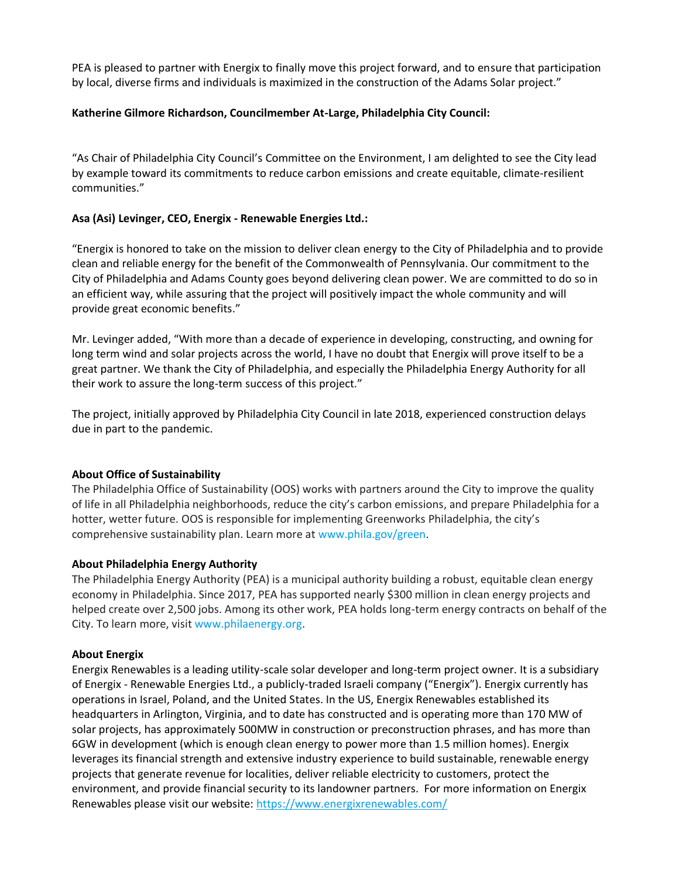PEA is pleased to partner with Energix to finally move this project forward, and to ensure that participation by local, diverse firms and individuals is maximized in the construction of the Adams Solar project."

**Katherine Gilmore Richardson, Councilmember At-Large, Philadelphia City Council:**

"As Chair of Philadelphia City Council's Committee on the Environment, I am delighted to see the City lead by example toward its commitments to reduce carbon emissions and create equitable, climate-resilient communities."

**Asa (Asi) Levinger, CEO, Energix - Renewable Energies Ltd.:**

"Energix is honored to take on the mission to deliver clean energy to the City of Philadelphia and to provide clean and reliable energy for the benefit of the Commonwealth of Pennsylvania. Our commitment to the City of Philadelphia and Adams County goes beyond delivering clean power. We are committed to do so in an efficient way, while assuring that the project will positively impact the whole community and will provide great economic benefits."

Mr. Levinger added, "With more than a decade of experience in developing, constructing, and owning for long term wind and solar projects across the world, I have no doubt that Energix will prove itself to be a great partner. We thank the City of Philadelphia, and especially the Philadelphia Energy Authority for all their work to assure the long-term success of this project."

The project, initially approved by Philadelphia City Council in late 2018, experienced construction delays due in part to the pandemic.

**About Office of Sustainability**

The Philadelphia Office of Sustainability (OOS) works with partners around the City to improve the quality of life in all Philadelphia neighborhoods, reduce the city's carbon emissions, and prepare Philadelphia for a hotter, wetter future. OOS is responsible for implementing Greenworks Philadelphia, the city's comprehensive sustainability plan. Learn more at www.phila.gov/green.

**About Philadelphia Energy Authority**

The Philadelphia Energy Authority (PEA) is a municipal authority building a robust, equitable clean energy economy in Philadelphia. Since 2017, PEA has supported nearly $300 million in clean energy projects and helped create over 2,500 jobs. Among its other work, PEA holds long-term energy contracts on behalf of the City. To learn more, visit www.philaenergy.org.

**About Energix**

Energix Renewables is a leading utility-scale solar developer and long-term project owner. It is a subsidiary of Energix - Renewable Energies Ltd., a publicly-traded Israeli company ("Energix"). Energix currently has operations in Israel, Poland, and the United States. In the US, Energix Renewables established its headquarters in Arlington, Virginia, and to date has constructed and is operating more than 170 MW of solar projects, has approximately 500MW in construction or preconstruction phrases, and has more than 6GW in development (which is enough clean energy to power more than 1.5 million homes). Energix leverages its financial strength and extensive industry experience to build sustainable, renewable energy projects that generate revenue for localities, deliver reliable electricity to customers, protect the environment, and provide financial security to its landowner partners. For more information on Energix Renewables please visit our website: https://www.energixrenewables.com/